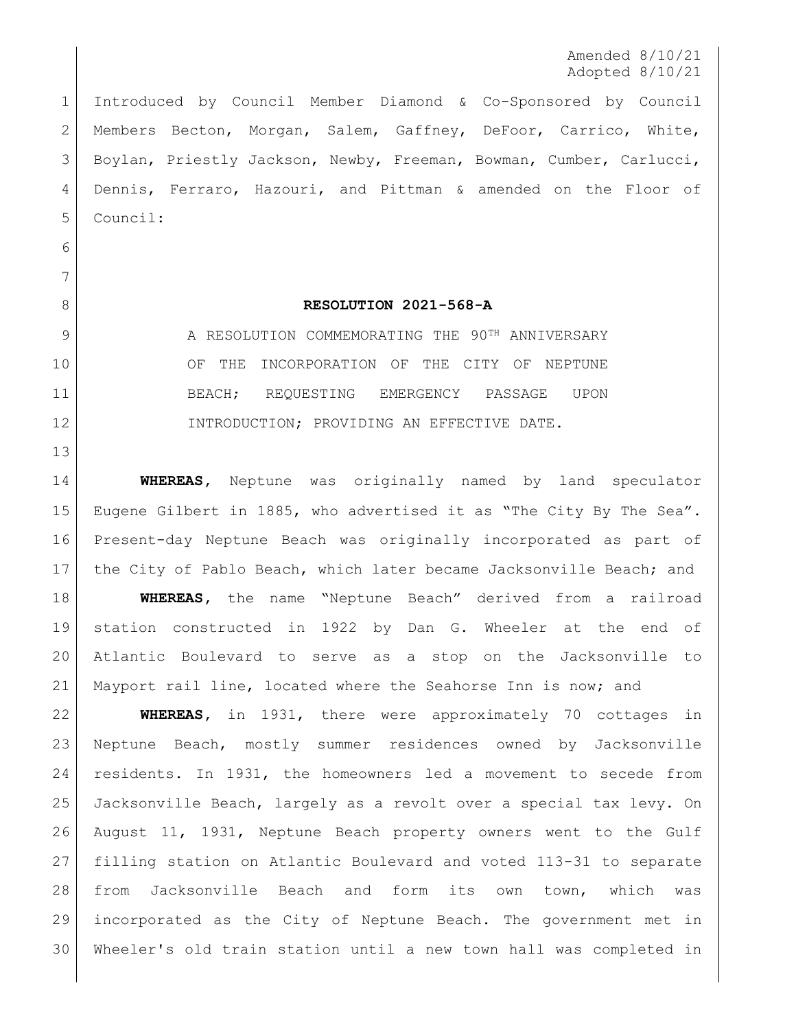Amended 8/10/21
Adopted 8/10/21

Introduced by Council Member Diamond & Co-Sponsored by Council Members Becton, Morgan, Salem, Gaffney, DeFoor, Carrico, White, Boylan, Priestly Jackson, Newby, Freeman, Bowman, Cumber, Carlucci, Dennis, Ferraro, Hazouri, and Pittman & amended on the Floor of Council:

**RESOLUTION 2021-568-A**

A RESOLUTION COMMEMORATING THE 90TH ANNIVERSARY OF THE INCORPORATION OF THE CITY OF NEPTUNE BEACH; REQUESTING EMERGENCY PASSAGE UPON INTRODUCTION; PROVIDING AN EFFECTIVE DATE.

**WHEREAS,** Neptune was originally named by land speculator Eugene Gilbert in 1885, who advertised it as "The City By The Sea". Present-day Neptune Beach was originally incorporated as part of the City of Pablo Beach, which later became Jacksonville Beach; and

**WHEREAS,** the name "Neptune Beach" derived from a railroad station constructed in 1922 by Dan G. Wheeler at the end of Atlantic Boulevard to serve as a stop on the Jacksonville to Mayport rail line, located where the Seahorse Inn is now; and

**WHEREAS,** in 1931, there were approximately 70 cottages in Neptune Beach, mostly summer residences owned by Jacksonville residents. In 1931, the homeowners led a movement to secede from Jacksonville Beach, largely as a revolt over a special tax levy. On August 11, 1931, Neptune Beach property owners went to the Gulf filling station on Atlantic Boulevard and voted 113-31 to separate from Jacksonville Beach and form its own town, which was incorporated as the City of Neptune Beach. The government met in Wheeler's old train station until a new town hall was completed in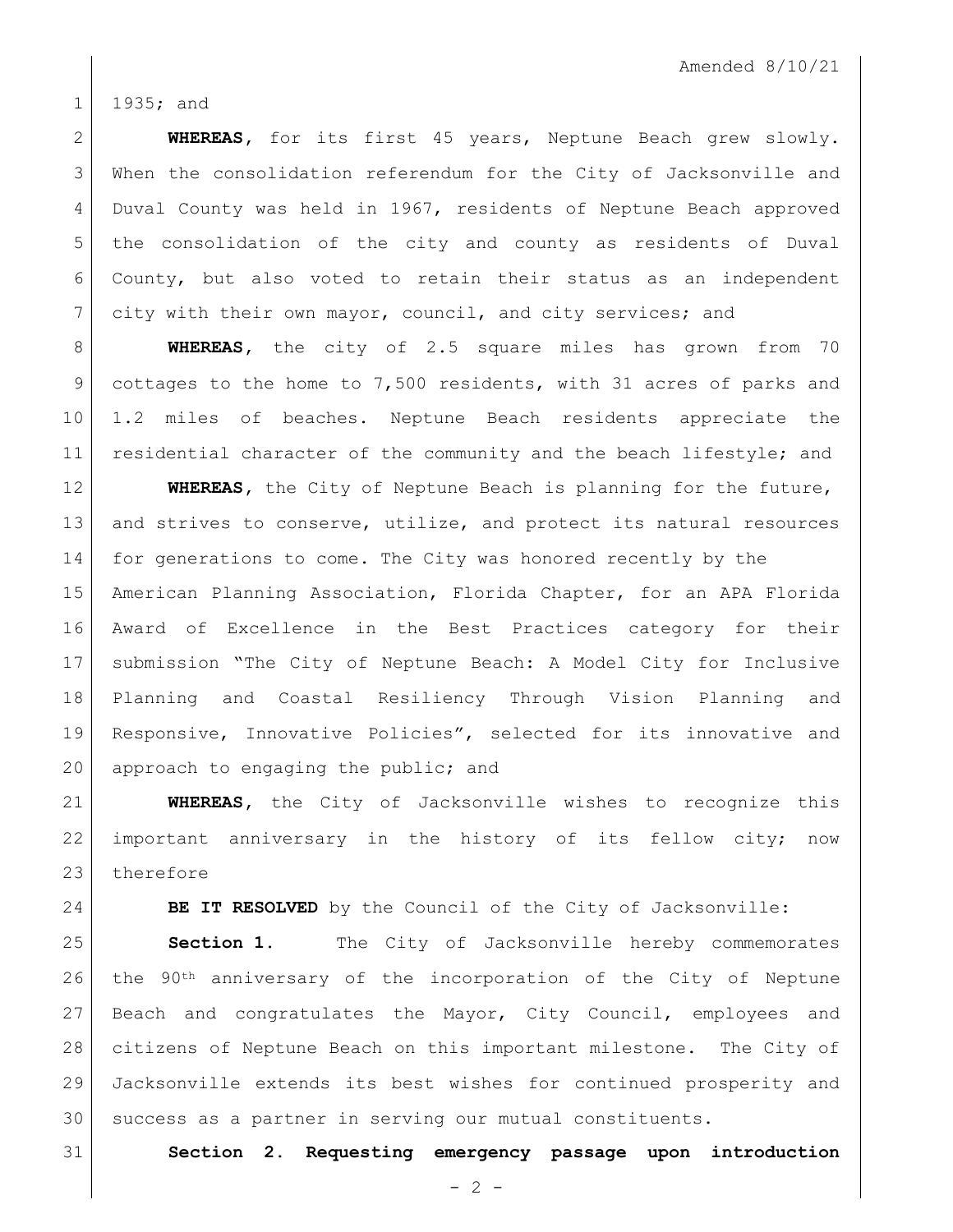1935; and

**WHEREAS**, for its first 45 years, Neptune Beach grew slowly. When the consolidation referendum for the City of Jacksonville and Duval County was held in 1967, residents of Neptune Beach approved the consolidation of the city and county as residents of Duval County, but also voted to retain their status as an independent city with their own mayor, council, and city services; and

**WHEREAS**, the city of 2.5 square miles has grown from 70 cottages to the home to 7,500 residents, with 31 acres of parks and 1.2 miles of beaches. Neptune Beach residents appreciate the residential character of the community and the beach lifestyle; and

**WHEREAS**, the City of Neptune Beach is planning for the future, and strives to conserve, utilize, and protect its natural resources for generations to come. The City was honored recently by the American Planning Association, Florida Chapter, for an APA Florida Award of Excellence in the Best Practices category for their submission "The City of Neptune Beach: A Model City for Inclusive Planning and Coastal Resiliency Through Vision Planning and Responsive, Innovative Policies", selected for its innovative and approach to engaging the public; and

**WHEREAS**, the City of Jacksonville wishes to recognize this important anniversary in the history of its fellow city; now therefore

**BE IT RESOLVED** by the Council of the City of Jacksonville:

**Section 1.** The City of Jacksonville hereby commemorates the 90th anniversary of the incorporation of the City of Neptune Beach and congratulates the Mayor, City Council, employees and citizens of Neptune Beach on this important milestone. The City of Jacksonville extends its best wishes for continued prosperity and success as a partner in serving our mutual constituents.

**Section 2. Requesting emergency passage upon introduction**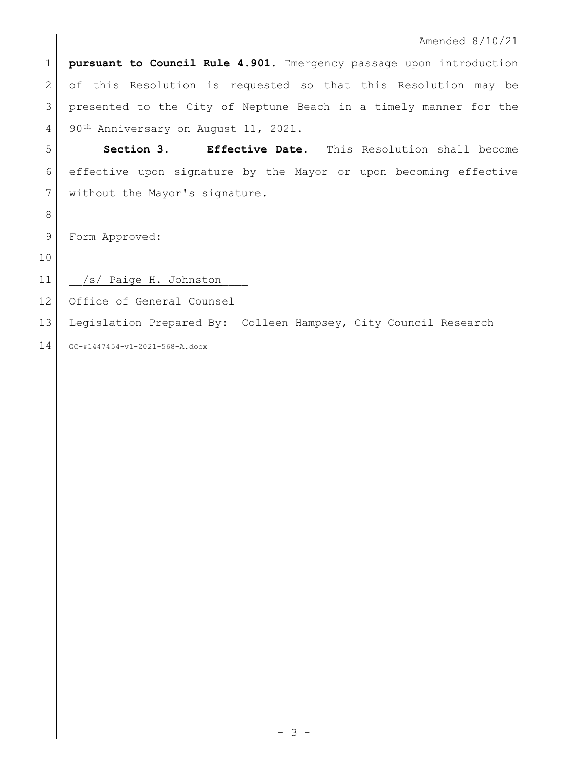Amended 8/10/21

**pursuant to Council Rule 4.901.** Emergency passage upon introduction of this Resolution is requested so that this Resolution may be presented to the City of Neptune Beach in a timely manner for the 90th Anniversary on August 11, 2021.

**Section 3. Effective Date.** This Resolution shall become effective upon signature by the Mayor or upon becoming effective without the Mayor's signature.

Form Approved:

/s/ Paige H. Johnston

Office of General Counsel

Legislation Prepared By: Colleen Hampsey, City Council Research

GC-#1447454-v1-2021-568-A.docx